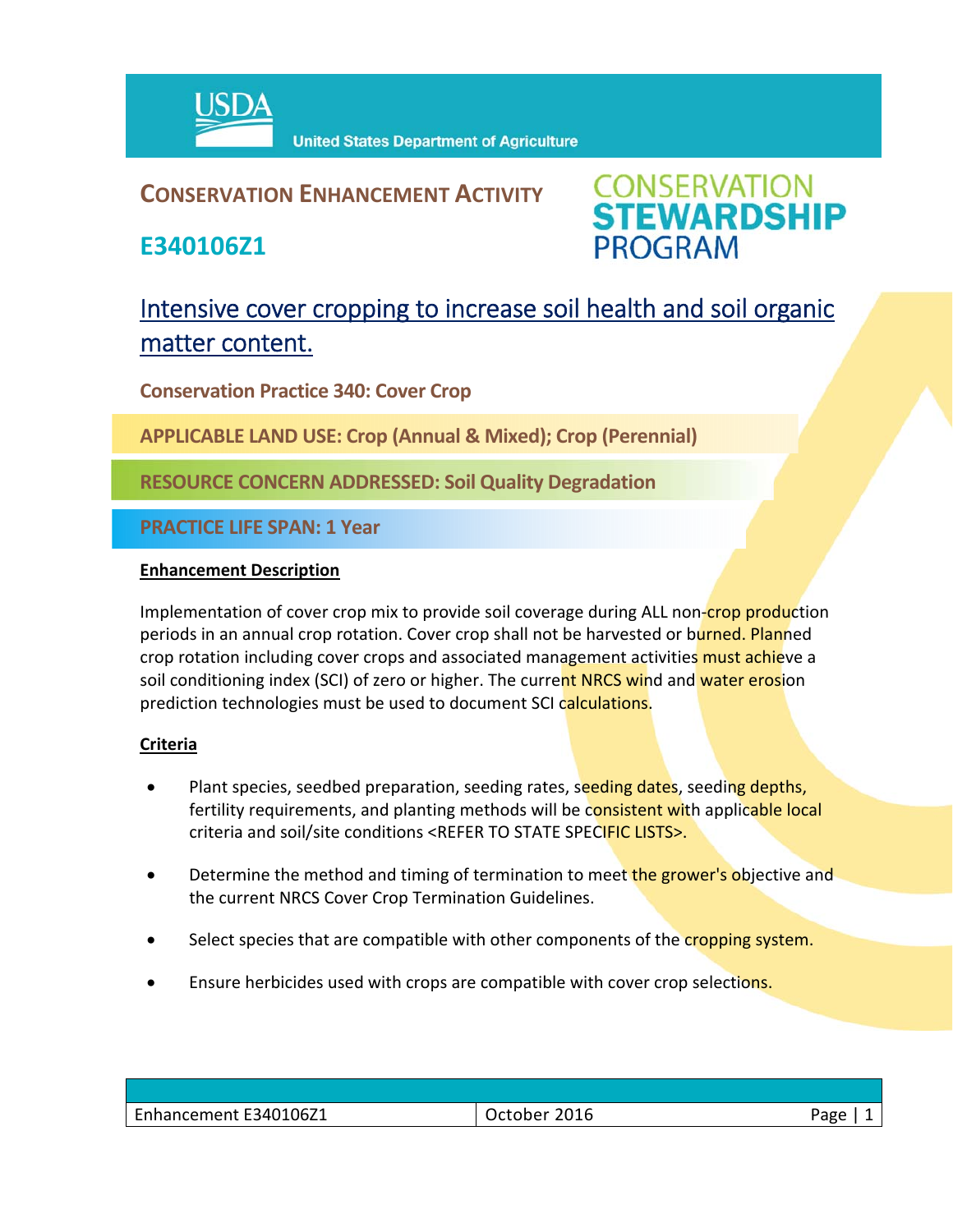United States Department of Agriculture

# CONSERVATION ENHANCEMENT ACTIVITY

## E340106Z1

CONSERVATION STEWARDSHIP PROGRAM

## Intensive cover cropping to increase soil health and soil organic matter content.

**Conservation Practice 340: Cover Crop**

**APPLICABLE LAND USE: Crop (Annual & Mixed); Crop (Perennial)**

**RESOURCE CONCERN ADDRESSED: Soil Quality Degradation**

**PRACTICE LIFE SPAN: 1 Year**

### Enhancement Description

Implementation of cover crop mix to provide soil coverage during ALL non-crop production periods in an annual crop rotation. Cover crop shall not be harvested or burned. Planned crop rotation including cover crops and associated management activities must achieve a soil conditioning index (SCI) of zero or higher. The current NRCS wind and water erosion prediction technologies must be used to document SCI calculations.

### Criteria

- Plant species, seedbed preparation, seeding rates, seeding dates, seeding depths, fertility requirements, and planting methods will be consistent with applicable local criteria and soil/site conditions <REFER TO STATE SPECIFIC LISTS>.
- Determine the method and timing of termination to meet the grower's objective and the current NRCS Cover Crop Termination Guidelines.
- Select species that are compatible with other components of the cropping system.
- Ensure herbicides used with crops are compatible with cover crop selections.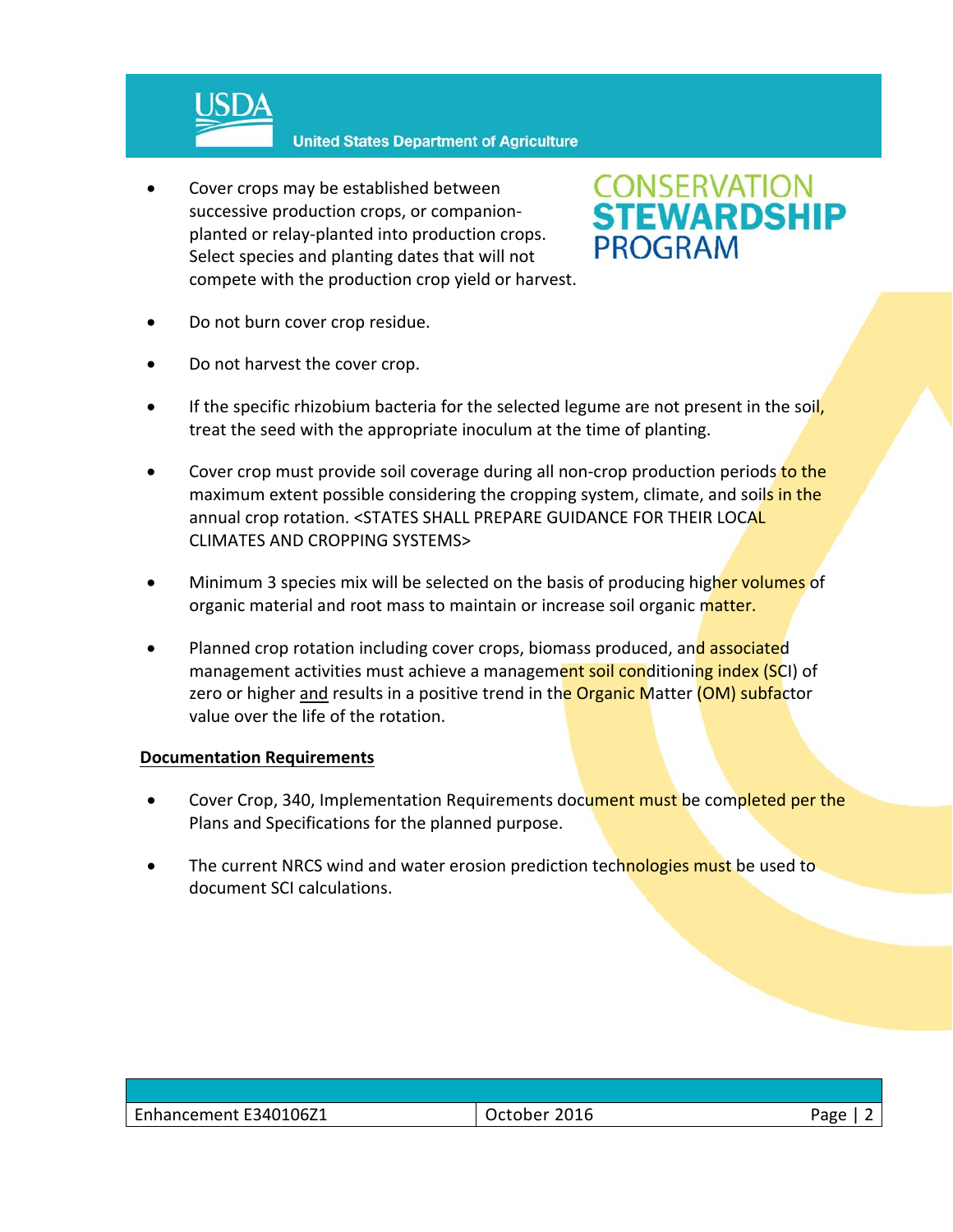- Cover crops may be established between successive production crops, or companion-planted or relay-planted into production crops. Select species and planting dates that will not compete with the production crop yield or harvest.

- Do not burn cover crop residue.

- Do not harvest the cover crop.

- If the specific rhizobium bacteria for the selected legume are not present in the soil, treat the seed with the appropriate inoculum at the time of planting.

- Cover crop must provide soil coverage during all non-crop production periods to the maximum extent possible considering the cropping system, climate, and soils in the annual crop rotation. <STATES SHALL PREPARE GUIDANCE FOR THEIR LOCAL CLIMATES AND CROPPING SYSTEMS>

- Minimum 3 species mix will be selected on the basis of producing higher volumes of organic material and root mass to maintain or increase soil organic matter.

- Planned crop rotation including cover crops, biomass produced, and associated management activities must achieve a management soil conditioning index (SCI) of zero or higher <u>and</u> results in a positive trend in the Organic Matter (OM) subfactor value over the life of the rotation.

**<u>Documentation Requirements</u>**

- Cover Crop, 340, Implementation Requirements document must be completed per the Plans and Specifications for the planned purpose.

- The current NRCS wind and water erosion prediction technologies must be used to document SCI calculations.